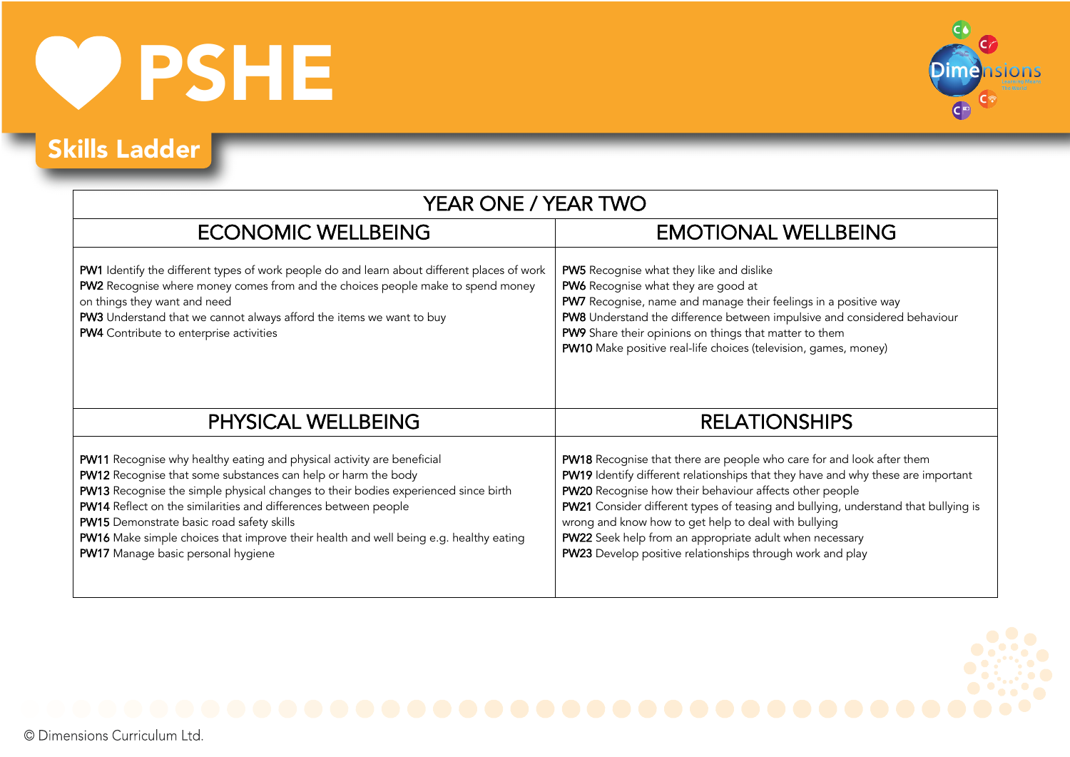# PSHE

## Skills Ladder

| YEAR ONE / YEAR TWO | |
|---|---|
| **ECONOMIC WELLBEING** | **EMOTIONAL WELLBEING** |
| **PW1** Identify the different types of work people do and learn about different places of work<br>**PW2** Recognise where money comes from and the choices people make to spend money on things they want and need<br>**PW3** Understand that we cannot always afford the items we want to buy<br>**PW4** Contribute to enterprise activities | **PW5** Recognise what they like and dislike<br>**PW6** Recognise what they are good at<br>**PW7** Recognise, name and manage their feelings in a positive way<br>**PW8** Understand the difference between impulsive and considered behaviour<br>**PW9** Share their opinions on things that matter to them<br>**PW10** Make positive real-life choices (television, games, money) |
| **PHYSICAL WELLBEING** | **RELATIONSHIPS** |
| **PW11** Recognise why healthy eating and physical activity are beneficial<br>**PW12** Recognise that some substances can help or harm the body<br>**PW13** Recognise the simple physical changes to their bodies experienced since birth<br>**PW14** Reflect on the similarities and differences between people<br>**PW15** Demonstrate basic road safety skills<br>**PW16** Make simple choices that improve their health and well being e.g. healthy eating<br>**PW17** Manage basic personal hygiene | **PW18** Recognise that there are people who care for and look after them<br>**PW19** Identify different relationships that they have and why these are important<br>**PW20** Recognise how their behaviour affects other people<br>**PW21** Consider different types of teasing and bullying, understand that bullying is wrong and know how to get help to deal with bullying<br>**PW22** Seek help from an appropriate adult when necessary<br>**PW23** Develop positive relationships through work and play |

© Dimensions Curriculum Ltd.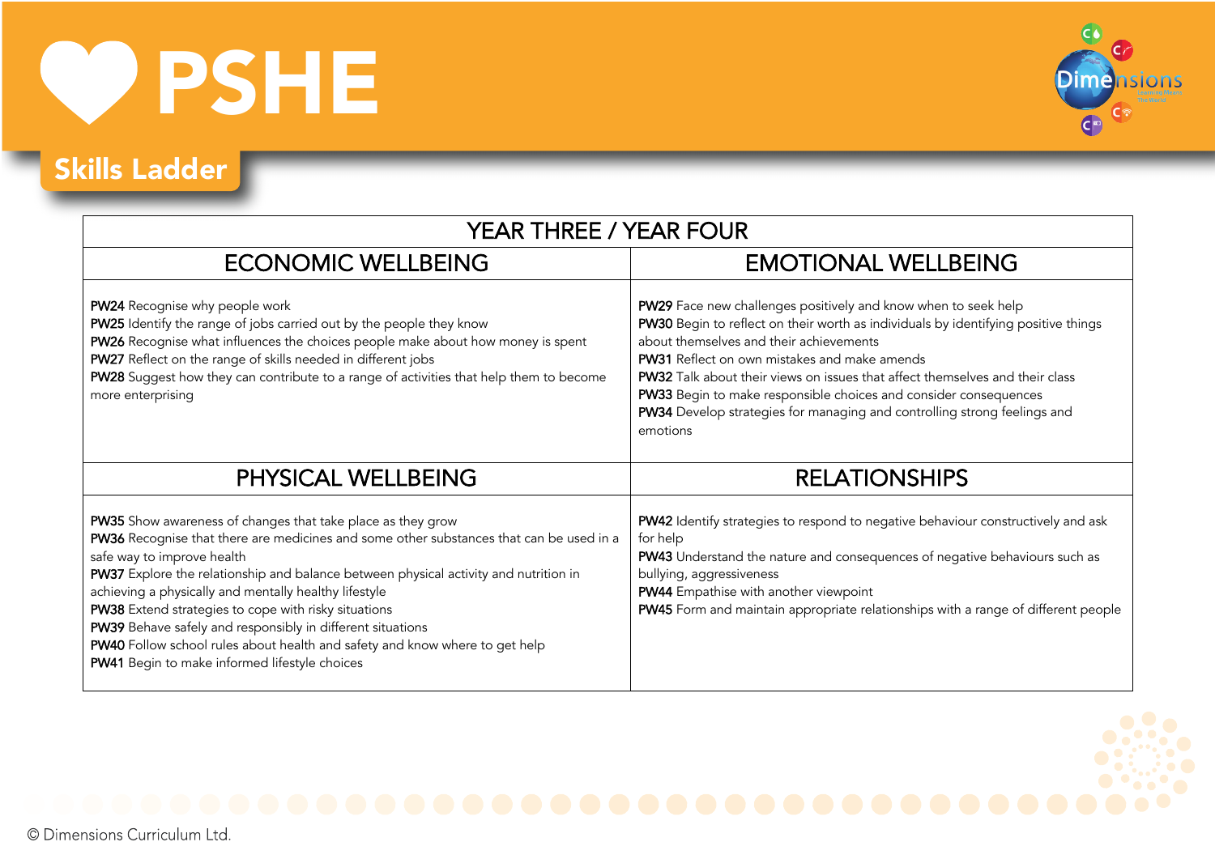# PSHE

## Skills Ladder

| YEAR THREE / YEAR FOUR | |
|---|---|
| **ECONOMIC WELLBEING** | **EMOTIONAL WELLBEING** |
| **PW24** Recognise why people work<br>**PW25** Identify the range of jobs carried out by the people they know<br>**PW26** Recognise what influences the choices people make about how money is spent<br>**PW27** Reflect on the range of skills needed in different jobs<br>**PW28** Suggest how they can contribute to a range of activities that help them to become more enterprising | **PW29** Face new challenges positively and know when to seek help<br>**PW30** Begin to reflect on their worth as individuals by identifying positive things about themselves and their achievements<br>**PW31** Reflect on own mistakes and make amends<br>**PW32** Talk about their views on issues that affect themselves and their class<br>**PW33** Begin to make responsible choices and consider consequences<br>**PW34** Develop strategies for managing and controlling strong feelings and emotions |
| **PHYSICAL WELLBEING** | **RELATIONSHIPS** |
| **PW35** Show awareness of changes that take place as they grow<br>**PW36** Recognise that there are medicines and some other substances that can be used in a safe way to improve health<br>**PW37** Explore the relationship and balance between physical activity and nutrition in achieving a physically and mentally healthy lifestyle<br>**PW38** Extend strategies to cope with risky situations<br>**PW39** Behave safely and responsibly in different situations<br>**PW40** Follow school rules about health and safety and know where to get help<br>**PW41** Begin to make informed lifestyle choices | **PW42** Identify strategies to respond to negative behaviour constructively and ask for help<br>**PW43** Understand the nature and consequences of negative behaviours such as bullying, aggressiveness<br>**PW44** Empathise with another viewpoint<br>**PW45** Form and maintain appropriate relationships with a range of different people |

© Dimensions Curriculum Ltd.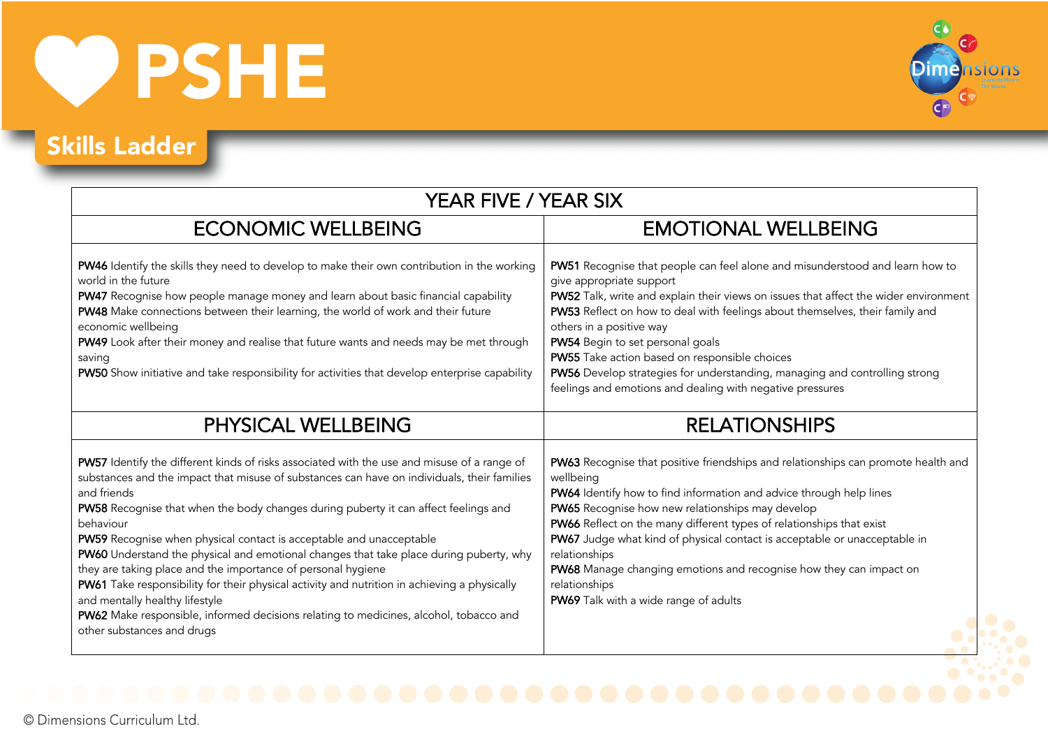# PSHE

## Skills Ladder

| YEAR FIVE / YEAR SIX | |
|---|---|
| **ECONOMIC WELLBEING** | **EMOTIONAL WELLBEING** |
| **PW46** Identify the skills they need to develop to make their own contribution in the working world in the future<br>**PW47** Recognise how people manage money and learn about basic financial capability<br>**PW48** Make connections between their learning, the world of work and their future economic wellbeing<br>**PW49** Look after their money and realise that future wants and needs may be met through saving<br>**PW50** Show initiative and take responsibility for activities that develop enterprise capability | **PW51** Recognise that people can feel alone and misunderstood and learn how to give appropriate support<br>**PW52** Talk, write and explain their views on issues that affect the wider environment<br>**PW53** Reflect on how to deal with feelings about themselves, their family and others in a positive way<br>**PW54** Begin to set personal goals<br>**PW55** Take action based on responsible choices<br>**PW56** Develop strategies for understanding, managing and controlling strong feelings and emotions and dealing with negative pressures |
| **PHYSICAL WELLBEING** | **RELATIONSHIPS** |
| **PW57** Identify the different kinds of risks associated with the use and misuse of a range of substances and the impact that misuse of substances can have on individuals, their families and friends<br>**PW58** Recognise that when the body changes during puberty it can affect feelings and behaviour<br>**PW59** Recognise when physical contact is acceptable and unacceptable<br>**PW60** Understand the physical and emotional changes that take place during puberty, why they are taking place and the importance of personal hygiene<br>**PW61** Take responsibility for their physical activity and nutrition in achieving a physically and mentally healthy lifestyle<br>**PW62** Make responsible, informed decisions relating to medicines, alcohol, tobacco and other substances and drugs | **PW63** Recognise that positive friendships and relationships can promote health and wellbeing<br>**PW64** Identify how to find information and advice through help lines<br>**PW65** Recognise how new relationships may develop<br>**PW66** Reflect on the many different types of relationships that exist<br>**PW67** Judge what kind of physical contact is acceptable or unacceptable in relationships<br>**PW68** Manage changing emotions and recognise how they can impact on relationships<br>**PW69** Talk with a wide range of adults |

© Dimensions Curriculum Ltd.